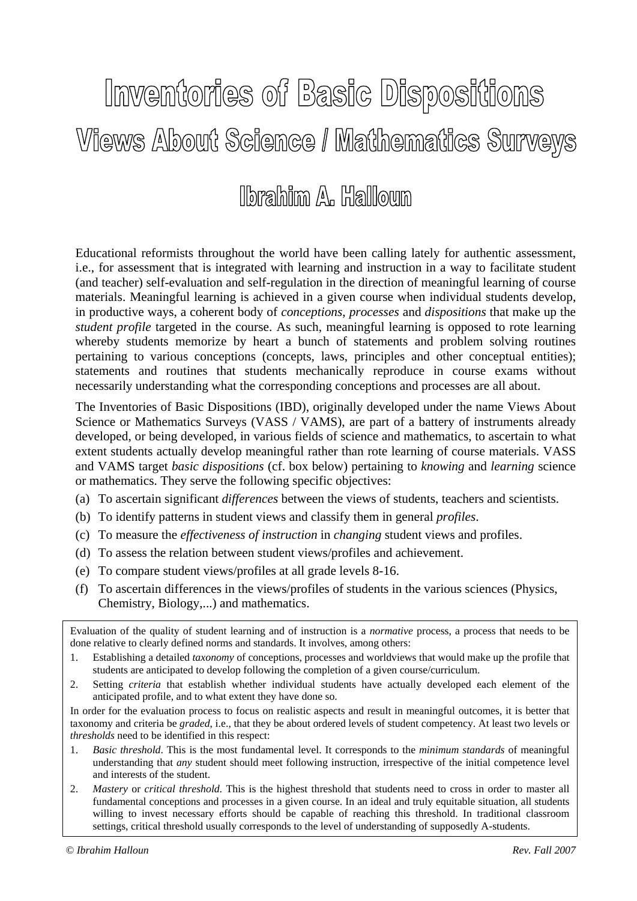# Inventories of Basic Dispositions

## Views About Science / Mathematics Surveys

### Ibrahim A. Halloun

Educational reformists throughout the world have been calling lately for authentic assessment, i.e., for assessment that is integrated with learning and instruction in a way to facilitate student (and teacher) self-evaluation and self-regulation in the direction of meaningful learning of course materials. Meaningful learning is achieved in a given course when individual students develop, in productive ways, a coherent body of *conceptions*, *processes* and *dispositions* that make up the *student profile* targeted in the course. As such, meaningful learning is opposed to rote learning whereby students memorize by heart a bunch of statements and problem solving routines pertaining to various conceptions (concepts, laws, principles and other conceptual entities); statements and routines that students mechanically reproduce in course exams without necessarily understanding what the corresponding conceptions and processes are all about.

The Inventories of Basic Dispositions (IBD), originally developed under the name Views About Science or Mathematics Surveys (VASS / VAMS), are part of a battery of instruments already developed, or being developed, in various fields of science and mathematics, to ascertain to what extent students actually develop meaningful rather than rote learning of course materials. VASS and VAMS target *basic dispositions* (cf. box below) pertaining to *knowing* and *learning* science or mathematics. They serve the following specific objectives:

(a) To ascertain significant *differences* between the views of students, teachers and scientists.
(b) To identify patterns in student views and classify them in general *profiles*.
(c) To measure the *effectiveness of instruction* in *changing* student views and profiles.
(d) To assess the relation between student views/profiles and achievement.
(e) To compare student views/profiles at all grade levels 8-16.
(f) To ascertain differences in the views/profiles of students in the various sciences (Physics, Chemistry, Biology,...) and mathematics.

> Evaluation of the quality of student learning and of instruction is a *normative* process, a process that needs to be done relative to clearly defined norms and standards. It involves, among others:
>
> 1. Establishing a detailed *taxonomy* of conceptions, processes and worldviews that would make up the profile that students are anticipated to develop following the completion of a given course/curriculum.
> 2. Setting *criteria* that establish whether individual students have actually developed each element of the anticipated profile, and to what extent they have done so.
>
> In order for the evaluation process to focus on realistic aspects and result in meaningful outcomes, it is better that taxonomy and criteria be *graded*, i.e., that they be about ordered levels of student competency. At least two levels or *thresholds* need to be identified in this respect:
>
> 1. *Basic threshold*. This is the most fundamental level. It corresponds to the *minimum standards* of meaningful understanding that *any* student should meet following instruction, irrespective of the initial competence level and interests of the student.
> 2. *Mastery* or *critical threshold*. This is the highest threshold that students need to cross in order to master all fundamental conceptions and processes in a given course. In an ideal and truly equitable situation, all students willing to invest necessary efforts should be capable of reaching this threshold. In traditional classroom settings, critical threshold usually corresponds to the level of understanding of supposedly A-students.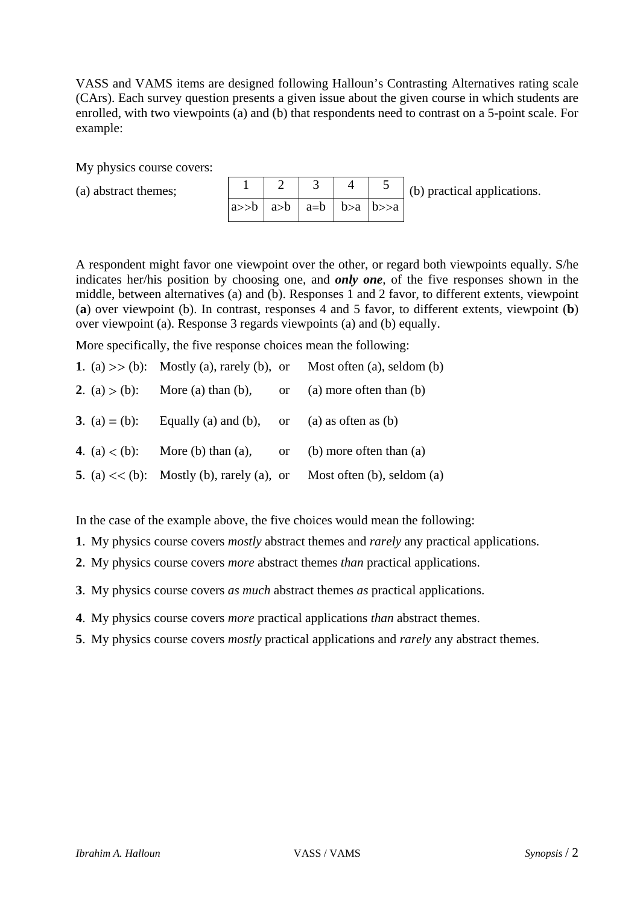VASS and VAMS items are designed following Halloun's Contrasting Alternatives rating scale (CArs). Each survey question presents a given issue about the given course in which students are enrolled, with two viewpoints (a) and (b) that respondents need to contrast on a 5-point scale. For example:

My physics course covers:

| (a) abstract themes; | 1 | 2 | 3 | 4 | 5 | (b) practical applications. |
|---|---|---|---|---|---|---|
| | a>>b | a>b | a=b | b>a | b>>a | |

A respondent might favor one viewpoint over the other, or regard both viewpoints equally. S/he indicates her/his position by choosing one, and ***only one***, of the five responses shown in the middle, between alternatives (a) and (b). Responses 1 and 2 favor, to different extents, viewpoint (**a**) over viewpoint (b). In contrast, responses 4 and 5 favor, to different extents, viewpoint (**b**) over viewpoint (a). Response 3 regards viewpoints (a) and (b) equally.

More specifically, the five response choices mean the following:

| | | | |
|---|---|---|---|
| **1**. (a) >> (b): | Mostly (a), rarely (b), | or | Most often (a), seldom (b) |
| **2**. (a) > (b): | More (a) than (b), | or | (a) more often than (b) |
| **3**. (a) = (b): | Equally (a) and (b), | or | (a) as often as (b) |
| **4**. (a) < (b): | More (b) than (a), | or | (b) more often than (a) |
| **5**. (a) << (b): | Mostly (b), rarely (a), | or | Most often (b), seldom (a) |

In the case of the example above, the five choices would mean the following:

**1**. My physics course covers *mostly* abstract themes and *rarely* any practical applications.

**2**. My physics course covers *more* abstract themes *than* practical applications.

**3**. My physics course covers *as much* abstract themes *as* practical applications.

**4**. My physics course covers *more* practical applications *than* abstract themes.

**5**. My physics course covers *mostly* practical applications and *rarely* any abstract themes.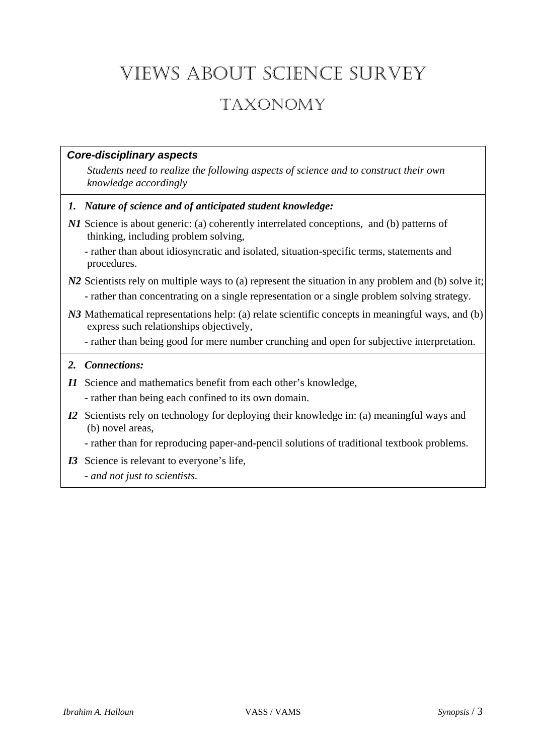# Views About Science Survey

## Taxonomy

***Core-disciplinary aspects***

*Students need to realize the following aspects of science and to construct their own knowledge accordingly*

***1. Nature of science and of anticipated student knowledge:***

***N1*** Science is about generic: (a) coherently interrelated conceptions, and (b) patterns of thinking, including problem solving,

- rather than about idiosyncratic and isolated, situation-specific terms, statements and procedures.

***N2*** Scientists rely on multiple ways to (a) represent the situation in any problem and (b) solve it;

- rather than concentrating on a single representation or a single problem solving strategy.

***N3*** Mathematical representations help: (a) relate scientific concepts in meaningful ways, and (b) express such relationships objectively,

- rather than being good for mere number crunching and open for subjective interpretation.

***2. Connections:***

***I1*** Science and mathematics benefit from each other's knowledge,

- rather than being each confined to its own domain.

***I2*** Scientists rely on technology for deploying their knowledge in: (a) meaningful ways and (b) novel areas,

- rather than for reproducing paper-and-pencil solutions of traditional textbook problems.

***I3*** Science is relevant to everyone's life,

- *and not just to scientists.*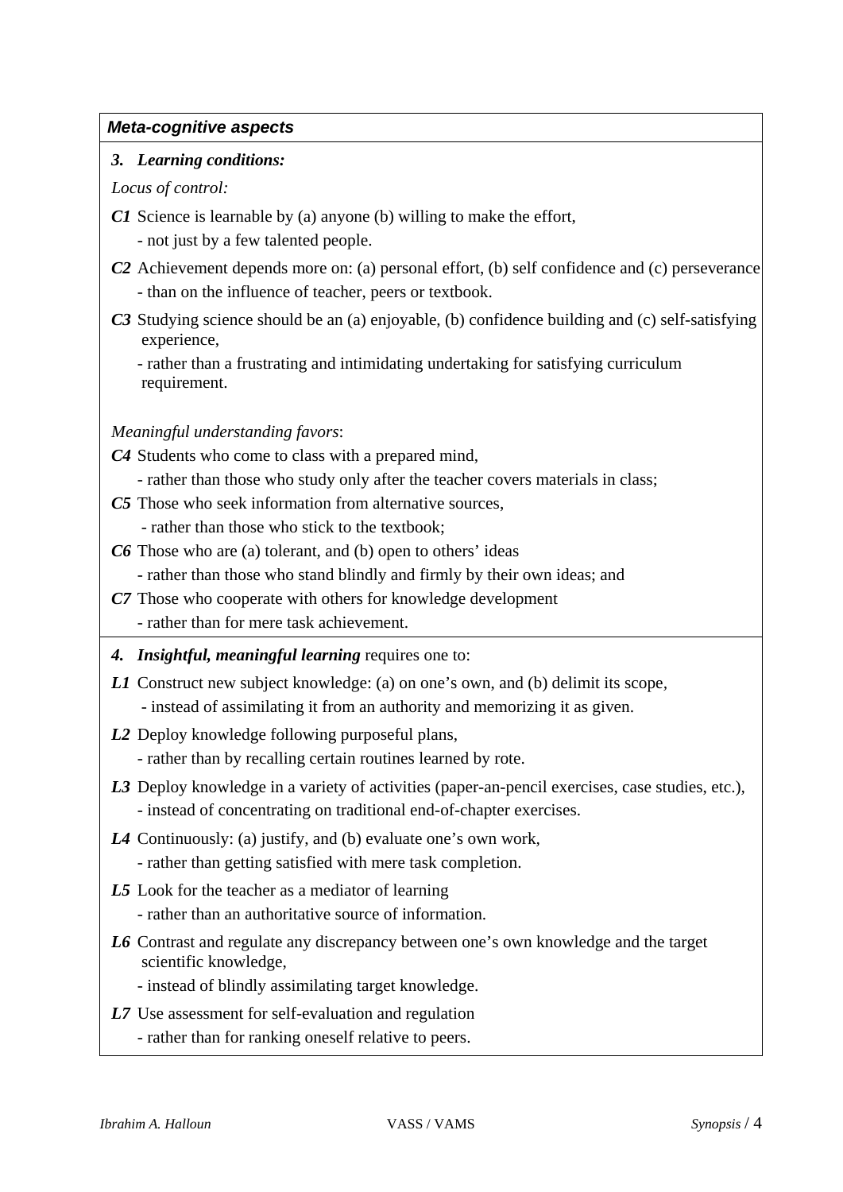### *Meta-cognitive aspects*

***3. Learning conditions:***

*Locus of control:*

***C1*** Science is learnable by (a) anyone (b) willing to make the effort,
- not just by a few talented people.

***C2*** Achievement depends more on: (a) personal effort, (b) self confidence and (c) perseverance
- than on the influence of teacher, peers or textbook.

***C3*** Studying science should be an (a) enjoyable, (b) confidence building and (c) self-satisfying experience,
- rather than a frustrating and intimidating undertaking for satisfying curriculum requirement.

*Meaningful understanding favors*:

***C4*** Students who come to class with a prepared mind,
- rather than those who study only after the teacher covers materials in class;

***C5*** Those who seek information from alternative sources,
- rather than those who stick to the textbook;

***C6*** Those who are (a) tolerant, and (b) open to others' ideas
- rather than those who stand blindly and firmly by their own ideas; and

***C7*** Those who cooperate with others for knowledge development
- rather than for mere task achievement.

***4. Insightful, meaningful learning*** requires one to:

***L1*** Construct new subject knowledge: (a) on one's own, and (b) delimit its scope,
- instead of assimilating it from an authority and memorizing it as given.

***L2*** Deploy knowledge following purposeful plans,
- rather than by recalling certain routines learned by rote.

***L3*** Deploy knowledge in a variety of activities (paper-an-pencil exercises, case studies, etc.),
- instead of concentrating on traditional end-of-chapter exercises.

***L4*** Continuously: (a) justify, and (b) evaluate one's own work,
- rather than getting satisfied with mere task completion.

***L5*** Look for the teacher as a mediator of learning
- rather than an authoritative source of information.

***L6*** Contrast and regulate any discrepancy between one's own knowledge and the target scientific knowledge,
- instead of blindly assimilating target knowledge.

***L7*** Use assessment for self-evaluation and regulation
- rather than for ranking oneself relative to peers.